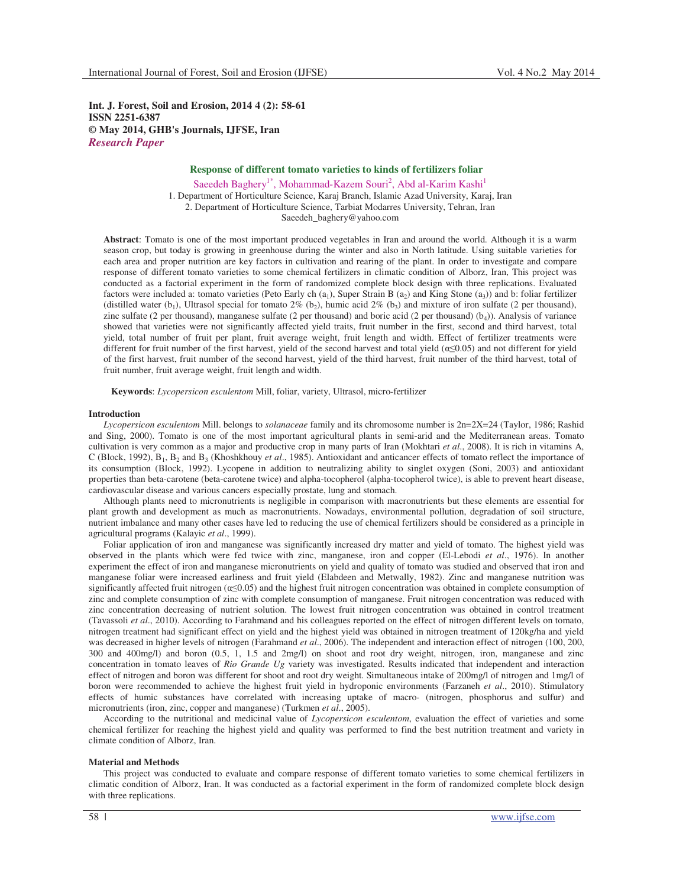Int. J. Forest, Soil and Erosion, 2014 4 (2): 58-61
ISSN 2251-6387
© May 2014, GHB's Journals, IJFSE, Iran
*Research Paper*

# Response of different tomato varieties to kinds of fertilizers foliar

Saeedeh Baghery[1*], Mohammad-Kazem Souri[2], Abd al-Karim Kashi[1]

1. Department of Horticulture Science, Karaj Branch, Islamic Azad University, Karaj, Iran
2. Department of Horticulture Science, Tarbiat Modarres University, Tehran, Iran

Saeedeh_baghery@yahoo.com

**Abstract**: Tomato is one of the most important produced vegetables in Iran and around the world. Although it is a warm season crop, but today is growing in greenhouse during the winter and also in North latitude. Using suitable varieties for each area and proper nutrition are key factors in cultivation and rearing of the plant. In order to investigate and compare response of different tomato varieties to some chemical fertilizers in climatic condition of Alborz, Iran, This project was conducted as a factorial experiment in the form of randomized complete block design with three replications. Evaluated factors were included a: tomato varieties (Peto Early ch ($a_1$), Super Strain B ($a_2$) and King Stone ($a_3$)) and b: foliar fertilizer (distilled water ($b_1$), Ultrasol special for tomato 2% ($b_2$), humic acid 2% ($b_3$) and mixture of iron sulfate (2 per thousand), zinc sulfate (2 per thousand), manganese sulfate (2 per thousand) and boric acid (2 per thousand) ($b_4$)). Analysis of variance showed that varieties were not significantly affected yield traits, fruit number in the first, second and third harvest, total yield, total number of fruit per plant, fruit average weight, fruit length and width. Effect of fertilizer treatments were different for fruit number of the first harvest, yield of the second harvest and total yield ($\alpha \leq 0.05$) and not different for yield of the first harvest, fruit number of the second harvest, yield of the third harvest, fruit number of the third harvest, total of fruit number, fruit average weight, fruit length and width.

**Keywords**: *Lycopersicon esculentom* Mill, foliar, variety, Ultrasol, micro-fertilizer

## Introduction

*Lycopersicon esculentom* Mill. belongs to *solanaceae* family and its chromosome number is 2n=2X=24 (Taylor, 1986; Rashid and Sing, 2000). Tomato is one of the most important agricultural plants in semi-arid and the Mediterranean areas. Tomato cultivation is very common as a major and productive crop in many parts of Iran (Mokhtari *et al*., 2008). It is rich in vitamins A, C (Block, 1992), $B_1$, $B_2$ and $B_3$ (Khoshkhouy *et al*., 1985). Antioxidant and anticancer effects of tomato reflect the importance of its consumption (Block, 1992). Lycopene in addition to neutralizing ability to singlet oxygen (Soni, 2003) and antioxidant properties than beta-carotene (beta-carotene twice) and alpha-tocopherol (alpha-tocopherol twice), is able to prevent heart disease, cardiovascular disease and various cancers especially prostate, lung and stomach.

Although plants need to micronutrients is negligible in comparison with macronutrients but these elements are essential for plant growth and development as much as macronutrients. Nowadays, environmental pollution, degradation of soil structure, nutrient imbalance and many other cases have led to reducing the use of chemical fertilizers should be considered as a principle in agricultural programs (Kalayic *et al*., 1999).

Foliar application of iron and manganese was significantly increased dry matter and yield of tomato. The highest yield was observed in the plants which were fed twice with zinc, manganese, iron and copper (El-Lebodi *et al*., 1976). In another experiment the effect of iron and manganese micronutrients on yield and quality of tomato was studied and observed that iron and manganese foliar were increased earliness and fruit yield (Elabdeen and Metwally, 1982). Zinc and manganese nutrition was significantly affected fruit nitrogen ($\alpha \leq 0.05$) and the highest fruit nitrogen concentration was obtained in complete consumption of zinc and complete consumption of zinc with complete consumption of manganese. Fruit nitrogen concentration was reduced with zinc concentration decreasing of nutrient solution. The lowest fruit nitrogen concentration was obtained in control treatment (Tavassoli *et al*., 2010). According to Farahmand and his colleagues reported on the effect of nitrogen different levels on tomato, nitrogen treatment had significant effect on yield and the highest yield was obtained in nitrogen treatment of 120kg/ha and yield was decreased in higher levels of nitrogen (Farahmand *et al*., 2006). The independent and interaction effect of nitrogen (100, 200, 300 and 400mg/l) and boron (0.5, 1, 1.5 and 2mg/l) on shoot and root dry weight, nitrogen, iron, manganese and zinc concentration in tomato leaves of *Rio Grande Ug* variety was investigated. Results indicated that independent and interaction effect of nitrogen and boron was different for shoot and root dry weight. Simultaneous intake of 200mg/l of nitrogen and 1mg/l of boron were recommended to achieve the highest fruit yield in hydroponic environments (Farzaneh *et al*., 2010). Stimulatory effects of humic substances have correlated with increasing uptake of macro- (nitrogen, phosphorus and sulfur) and micronutrients (iron, zinc, copper and manganese) (Turkmen *et al*., 2005).

According to the nutritional and medicinal value of *Lycopersicon esculentom*, evaluation the effect of varieties and some chemical fertilizer for reaching the highest yield and quality was performed to find the best nutrition treatment and variety in climate condition of Alborz, Iran.

## Material and Methods

This project was conducted to evaluate and compare response of different tomato varieties to some chemical fertilizers in climatic condition of Alborz, Iran. It was conducted as a factorial experiment in the form of randomized complete block design with three replications.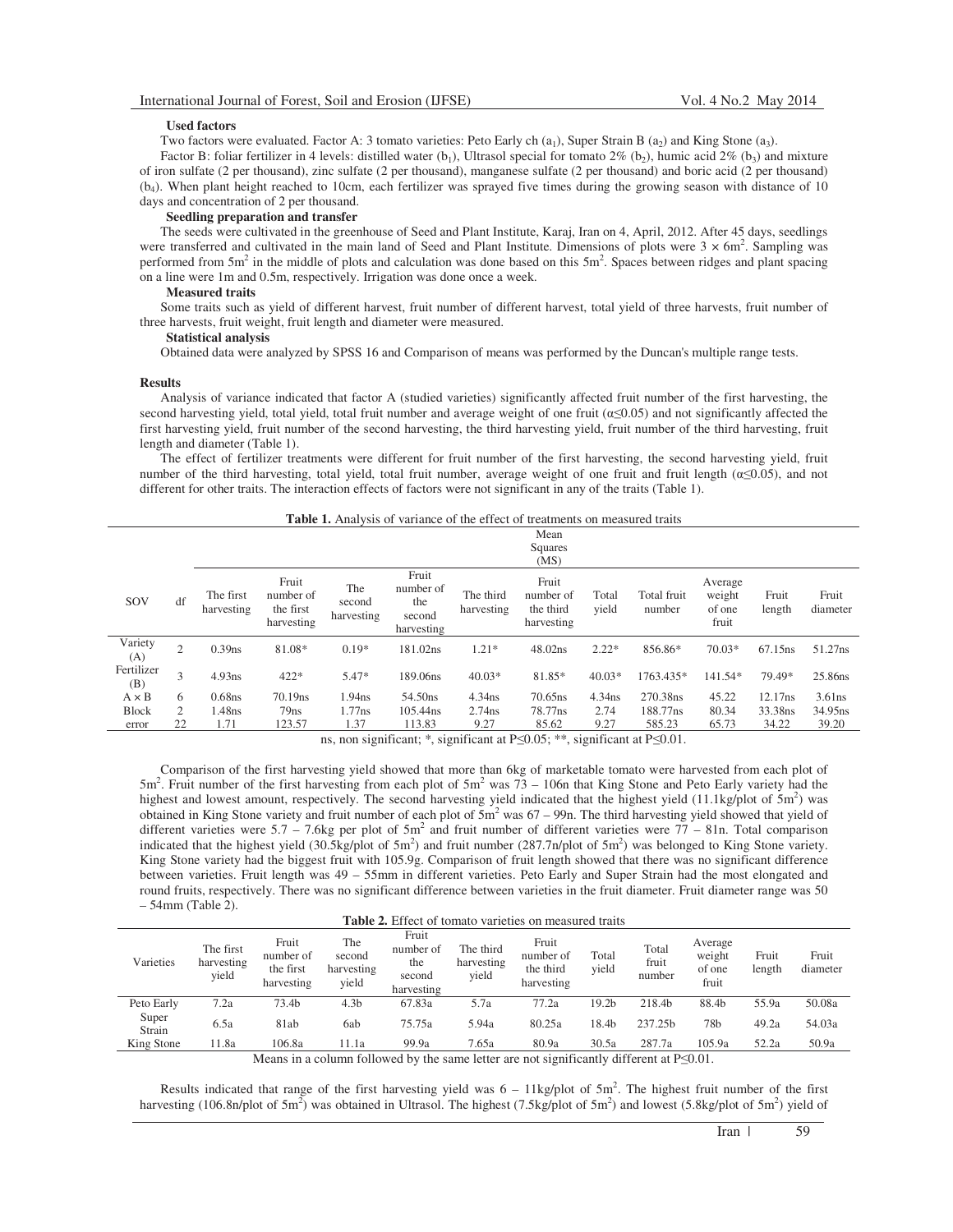**Used factors**

Two factors were evaluated. Factor A: 3 tomato varieties: Peto Early ch ($a_1$), Super Strain B ($a_2$) and King Stone ($a_3$).

Factor B: foliar fertilizer in 4 levels: distilled water ($b_1$), Ultrasol special for tomato 2% ($b_2$), humic acid 2% ($b_3$) and mixture of iron sulfate (2 per thousand), zinc sulfate (2 per thousand), manganese sulfate (2 per thousand) and boric acid (2 per thousand) ($b_4$). When plant height reached to 10cm, each fertilizer was sprayed five times during the growing season with distance of 10 days and concentration of 2 per thousand.

**Seedling preparation and transfer**

The seeds were cultivated in the greenhouse of Seed and Plant Institute, Karaj, Iran on 4, April, 2012. After 45 days, seedlings were transferred and cultivated in the main land of Seed and Plant Institute. Dimensions of plots were $3 \times 6m^2$. Sampling was performed from $5m^2$ in the middle of plots and calculation was done based on this $5m^2$. Spaces between ridges and plant spacing on a line were 1m and 0.5m, respectively. Irrigation was done once a week.

**Measured traits**

Some traits such as yield of different harvest, fruit number of different harvest, total yield of three harvests, fruit number of three harvests, fruit weight, fruit length and diameter were measured.

**Statistical analysis**

Obtained data were analyzed by SPSS 16 and Comparison of means was performed by the Duncan's multiple range tests.

**Results**

Analysis of variance indicated that factor A (studied varieties) significantly affected fruit number of the first harvesting, the second harvesting yield, total yield, total fruit number and average weight of one fruit ($\alpha \leq 0.05$) and not significantly affected the first harvesting yield, fruit number of the second harvesting, the third harvesting yield, fruit number of the third harvesting, fruit length and diameter (Table 1).

The effect of fertilizer treatments were different for fruit number of the first harvesting, the second harvesting yield, fruit number of the third harvesting, total yield, total fruit number, average weight of one fruit and fruit length ($\alpha \leq 0.05$), and not different for other traits. The interaction effects of factors were not significant in any of the traits (Table 1).

**Table 1.** Analysis of variance of the effect of treatments on measured traits

| | | Mean Squares (MS) | | | | | | | | | | |
|---|---|---|---|---|---|---|---|---|---|---|---|---|
| SOV | df | The first harvesting | Fruit number of the first harvesting | The second harvesting | Fruit number of the second harvesting | The third harvesting | Fruit number of the third harvesting | Total yield | Total fruit number | Average weight of one fruit | Fruit length | Fruit diameter |
| Variety (A) | 2 | 0.39ns | 81.08* | 0.19* | 181.02ns | 1.21* | 48.02ns | 2.22* | 856.86* | 70.03* | 67.15ns | 51.27ns |
| Fertilizer (B) | 3 | 4.93ns | 422* | 5.47* | 189.06ns | 40.03* | 81.85* | 40.03* | 1763.435* | 141.54* | 79.49* | 25.86ns |
| A × B | 6 | 0.68ns | 70.19ns | 1.94ns | 54.50ns | 4.34ns | 70.65ns | 4.34ns | 270.38ns | 45.22 | 12.17ns | 3.61ns |
| Block | 2 | 1.48ns | 79ns | 1.77ns | 105.44ns | 2.74ns | 78.77ns | 2.74 | 188.77ns | 80.34 | 33.38ns | 34.95ns |
| error | 22 | 1.71 | 123.57 | 1.37 | 113.83 | 9.27 | 85.62 | 9.27 | 585.23 | 65.73 | 34.22 | 39.20 |

ns, non significant; *, significant at P≤0.05; **, significant at P≤0.01.

Comparison of the first harvesting yield showed that more than 6kg of marketable tomato were harvested from each plot of $5m^2$. Fruit number of the first harvesting from each plot of $5m^2$ was 73 – 106n that King Stone and Peto Early variety had the highest and lowest amount, respectively. The second harvesting yield indicated that the highest yield (11.1kg/plot of $5m^2$) was obtained in King Stone variety and fruit number of each plot of $5m^2$ was 67 – 99n. The third harvesting yield showed that yield of different varieties were 5.7 – 7.6kg per plot of $5m^2$ and fruit number of different varieties were 77 – 81n. Total comparison indicated that the highest yield (30.5kg/plot of $5m^2$) and fruit number (287.7n/plot of $5m^2$) was belonged to King Stone variety. King Stone variety had the biggest fruit with 105.9g. Comparison of fruit length showed that there was no significant difference between varieties. Fruit length was 49 – 55mm in different varieties. Peto Early and Super Strain had the most elongated and round fruits, respectively. There was no significant difference between varieties in the fruit diameter. Fruit diameter range was 50 – 54mm (Table 2).

**Table 2.** Effect of tomato varieties on measured traits

| Varieties | The first harvesting yield | Fruit number of the first harvesting | The second harvesting yield | Fruit number of the second harvesting | The third harvesting yield | Fruit number of the third harvesting | Total yield | Total fruit number | Average weight of one fruit | Fruit length | Fruit diameter |
|---|---|---|---|---|---|---|---|---|---|---|---|
| Peto Early | 7.2a | 73.4b | 4.3b | 67.83a | 5.7a | 77.2a | 19.2b | 218.4b | 88.4b | 55.9a | 50.08a |
| Super Strain | 6.5a | 81ab | 6ab | 75.75a | 5.94a | 80.25a | 18.4b | 237.25b | 78b | 49.2a | 54.03a |
| King Stone | 11.8a | 106.8a | 11.1a | 99.9a | 7.65a | 80.9a | 30.5a | 287.7a | 105.9a | 52.2a | 50.9a |

Means in a column followed by the same letter are not significantly different at P≤0.01.

Results indicated that range of the first harvesting yield was 6 – 11kg/plot of $5m^2$. The highest fruit number of the first harvesting (106.8n/plot of $5m^2$) was obtained in Ultrasol. The highest (7.5kg/plot of $5m^2$) and lowest (5.8kg/plot of $5m^2$) yield of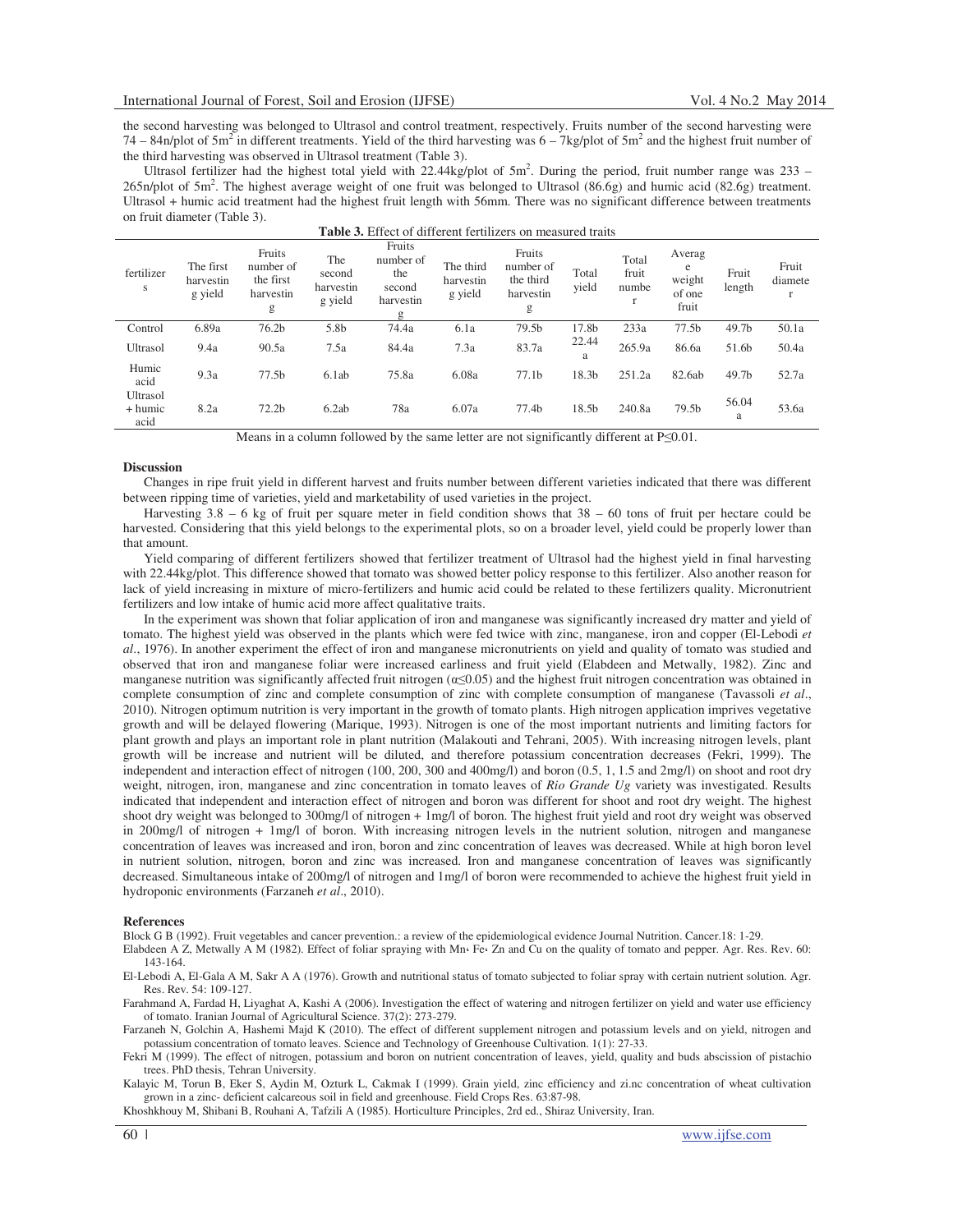the second harvesting was belonged to Ultrasol and control treatment, respectively. Fruits number of the second harvesting were 74 – 84n/plot of 5m$^2$ in different treatments. Yield of the third harvesting was 6 – 7kg/plot of 5m$^2$ and the highest fruit number of the third harvesting was observed in Ultrasol treatment (Table 3).

Ultrasol fertilizer had the highest total yield with 22.44kg/plot of 5m$^2$. During the period, fruit number range was 233 – 265n/plot of 5m$^2$. The highest average weight of one fruit was belonged to Ultrasol (86.6g) and humic acid (82.6g) treatment. Ultrasol + humic acid treatment had the highest fruit length with 56mm. There was no significant difference between treatments on fruit diameter (Table 3).

**Table 3.** Effect of different fertilizers on measured traits

| fertilizers | The first harvesting yield | Fruits number of the first harvesting | The second harvesting yield | Fruits number of the second harvesting | The third harvesting yield | Fruits number of the third harvesting | Total yield | Total fruit number | Average weight of one fruit | Fruit length | Fruit diameter |
|---|---|---|---|---|---|---|---|---|---|---|---|
| Control | 6.89a | 76.2b | 5.8b | 74.4a | 6.1a | 79.5b | 17.8b | 233a | 77.5b | 49.7b | 50.1a |
| Ultrasol | 9.4a | 90.5a | 7.5a | 84.4a | 7.3a | 83.7a | 22.44a | 265.9a | 86.6a | 51.6b | 50.4a |
| Humic acid | 9.3a | 77.5b | 6.1ab | 75.8a | 6.08a | 77.1b | 18.3b | 251.2a | 82.6ab | 49.7b | 52.7a |
| Ultrasol + humic acid | 8.2a | 72.2b | 6.2ab | 78a | 6.07a | 77.4b | 18.5b | 240.8a | 79.5b | 56.04a | 53.6a |

Means in a column followed by the same letter are not significantly different at P≤0.01.

**Discussion**

Changes in ripe fruit yield in different harvest and fruits number between different varieties indicated that there was different between ripping time of varieties, yield and marketability of used varieties in the project.

Harvesting 3.8 – 6 kg of fruit per square meter in field condition shows that 38 – 60 tons of fruit per hectare could be harvested. Considering that this yield belongs to the experimental plots, so on a broader level, yield could be properly lower than that amount.

Yield comparing of different fertilizers showed that fertilizer treatment of Ultrasol had the highest yield in final harvesting with 22.44kg/plot. This difference showed that tomato was showed better policy response to this fertilizer. Also another reason for lack of yield increasing in mixture of micro-fertilizers and humic acid could be related to these fertilizers quality. Micronutrient fertilizers and low intake of humic acid more affect qualitative traits.

In the experiment was shown that foliar application of iron and manganese was significantly increased dry matter and yield of tomato. The highest yield was observed in the plants which were fed twice with zinc, manganese, iron and copper (El-Lebodi *et al*., 1976). In another experiment the effect of iron and manganese micronutrients on yield and quality of tomato was studied and observed that iron and manganese foliar were increased earliness and fruit yield (Elabdeen and Metwally, 1982). Zinc and manganese nutrition was significantly affected fruit nitrogen ($\alpha \leq 0.05$) and the highest fruit nitrogen concentration was obtained in complete consumption of zinc and complete consumption of zinc with complete consumption of manganese (Tavassoli *et al*., 2010). Nitrogen optimum nutrition is very important in the growth of tomato plants. High nitrogen application imprives vegetative growth and will be delayed flowering (Marique, 1993). Nitrogen is one of the most important nutrients and limiting factors for plant growth and plays an important role in plant nutrition (Malakouti and Tehrani, 2005). With increasing nitrogen levels, plant growth will be increase and nutrient will be diluted, and therefore potassium concentration decreases (Fekri, 1999). The independent and interaction effect of nitrogen (100, 200, 300 and 400mg/l) and boron (0.5, 1, 1.5 and 2mg/l) on shoot and root dry weight, nitrogen, iron, manganese and zinc concentration in tomato leaves of *Rio Grande Ug* variety was investigated. Results indicated that independent and interaction effect of nitrogen and boron was different for shoot and root dry weight. The highest shoot dry weight was belonged to 300mg/l of nitrogen + 1mg/l of boron. The highest fruit yield and root dry weight was observed in 200mg/l of nitrogen + 1mg/l of boron. With increasing nitrogen levels in the nutrient solution, nitrogen and manganese concentration of leaves was increased and iron, boron and zinc concentration of leaves was decreased. While at high boron level in nutrient solution, nitrogen, boron and zinc was increased. Iron and manganese concentration of leaves was significantly decreased. Simultaneous intake of 200mg/l of nitrogen and 1mg/l of boron were recommended to achieve the highest fruit yield in hydroponic environments (Farzaneh *et al*., 2010).

**References**

Block G B (1992). Fruit vegetables and cancer prevention.: a review of the epidemiological evidence Journal Nutrition. Cancer.18: 1-29.

Elabdeen A Z, Metwally A M (1982). Effect of foliar spraying with Mn، Fe، Zn and Cu on the quality of tomato and pepper. Agr. Res. Rev. 60: 143-164.

El-Lebodi A, El-Gala A M, Sakr A A (1976). Growth and nutritional status of tomato subjected to foliar spray with certain nutrient solution. Agr. Res. Rev. 54: 109-127.

Farahmand A, Fardad H, Liyaghat A, Kashi A (2006). Investigation the effect of watering and nitrogen fertilizer on yield and water use efficiency of tomato. Iranian Journal of Agricultural Science. 37(2): 273-279.

Farzaneh N, Golchin A, Hashemi Majd K (2010). The effect of different supplement nitrogen and potassium levels and on yield, nitrogen and potassium concentration of tomato leaves. Science and Technology of Greenhouse Cultivation. 1(1): 27-33.

Fekri M (1999). The effect of nitrogen, potassium and boron on nutrient concentration of leaves, yield, quality and buds abscission of pistachio trees. PhD thesis, Tehran University.

Kalayic M, Torun B, Eker S, Aydin M, Ozturk L, Cakmak I (1999). Grain yield, zinc efficiency and zi.nc concentration of wheat cultivation grown in a zinc- deficient calcareous soil in field and greenhouse. Field Crops Res. 63:87-98.

Khoshkhouy M, Shibani B, Rouhani A, Tafzili A (1985). Horticulture Principles, 2rd ed., Shiraz University, Iran.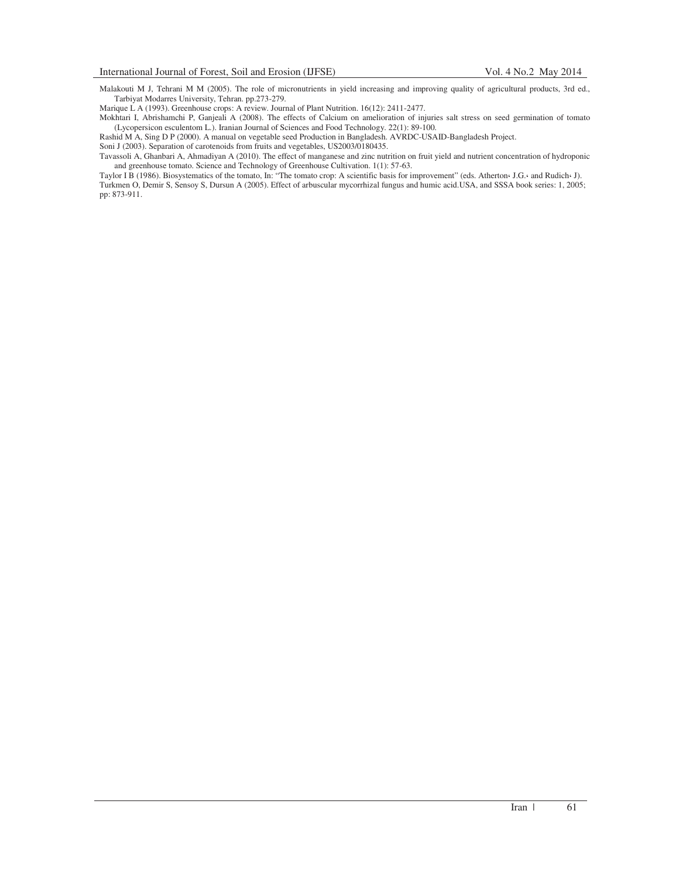Malakouti M J, Tehrani M M (2005). The role of micronutrients in yield increasing and improving quality of agricultural products, 3rd ed., Tarbiyat Modarres University, Tehran. pp.273-279.

Marique L A (1993). Greenhouse crops: A review. Journal of Plant Nutrition. 16(12): 2411-2477.

Mokhtari I, Abrishamchi P, Ganjeali A (2008). The effects of Calcium on amelioration of injuries salt stress on seed germination of tomato (Lycopersicon esculentom L.). Iranian Journal of Sciences and Food Technology. 22(1): 89-100.

Rashid M A, Sing D P (2000). A manual on vegetable seed Production in Bangladesh. AVRDC-USAID-Bangladesh Project.

Soni J (2003). Separation of carotenoids from fruits and vegetables, US2003/0180435.

Tavassoli A, Ghanbari A, Ahmadiyan A (2010). The effect of manganese and zinc nutrition on fruit yield and nutrient concentration of hydroponic and greenhouse tomato. Science and Technology of Greenhouse Cultivation. 1(1): 57-63.

Taylor I B (1986). Biosystematics of the tomato, In: "The tomato crop: A scientific basis for improvement" (eds. Atherton، J.G.، and Rudich، J).

Turkmen O, Demir S, Sensoy S, Dursun A (2005). Effect of arbuscular mycorrhizal fungus and humic acid.USA, and SSSA book series: 1, 2005; pp: 873-911.